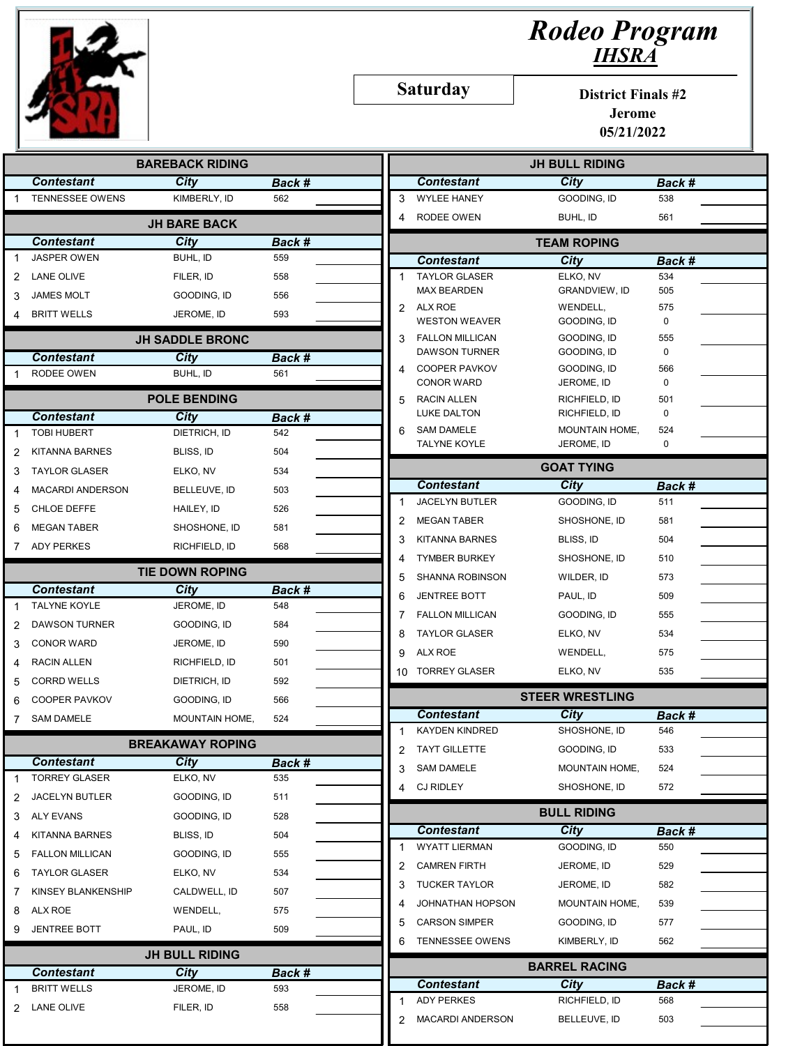# Rodeo Program

## IHSRA

**Saturday**

**District Finals #2**
**Jerome**
**05/21/2022**

## BAREBACK RIDING

| | Contestant | City | Back # |
|---|---|---|---|
| 1 | TENNESSEE OWENS | KIMBERLY, ID | 562 |

## JH BARE BACK

| | Contestant | City | Back # |
|---|---|---|---|
| 1 | JASPER OWEN | BUHL, ID | 559 |
| 2 | LANE OLIVE | FILER, ID | 558 |
| 3 | JAMES MOLT | GOODING, ID | 556 |
| 4 | BRITT WELLS | JEROME, ID | 593 |

## JH SADDLE BRONC

| | Contestant | City | Back # |
|---|---|---|---|
| 1 | RODEE OWEN | BUHL, ID | 561 |

## POLE BENDING

| | Contestant | City | Back # |
|---|---|---|---|
| 1 | TOBI HUBERT | DIETRICH, ID | 542 |
| 2 | KITANNA BARNES | BLISS, ID | 504 |
| 3 | TAYLOR GLASER | ELKO, NV | 534 |
| 4 | MACARDI ANDERSON | BELLEUVE, ID | 503 |
| 5 | CHLOE DEFFE | HAILEY, ID | 526 |
| 6 | MEGAN TABER | SHOSHONE, ID | 581 |
| 7 | ADY PERKES | RICHFIELD, ID | 568 |

## TIE DOWN ROPING

| | Contestant | City | Back # |
|---|---|---|---|
| 1 | TALYNE KOYLE | JEROME, ID | 548 |
| 2 | DAWSON TURNER | GOODING, ID | 584 |
| 3 | CONOR WARD | JEROME, ID | 590 |
| 4 | RACIN ALLEN | RICHFIELD, ID | 501 |
| 5 | CORRD WELLS | DIETRICH, ID | 592 |
| 6 | COOPER PAVKOV | GOODING, ID | 566 |
| 7 | SAM DAMELE | MOUNTAIN HOME, | 524 |

## BREAKAWAY ROPING

| | Contestant | City | Back # |
|---|---|---|---|
| 1 | TORREY GLASER | ELKO, NV | 535 |
| 2 | JACELYN BUTLER | GOODING, ID | 511 |
| 3 | ALY EVANS | GOODING, ID | 528 |
| 4 | KITANNA BARNES | BLISS, ID | 504 |
| 5 | FALLON MILLICAN | GOODING, ID | 555 |
| 6 | TAYLOR GLASER | ELKO, NV | 534 |
| 7 | KINSEY BLANKENSHIP | CALDWELL, ID | 507 |
| 8 | ALX ROE | WENDELL, | 575 |
| 9 | JENTREE BOTT | PAUL, ID | 509 |

## JH BULL RIDING

| | Contestant | City | Back # |
|---|---|---|---|
| 1 | BRITT WELLS | JEROME, ID | 593 |
| 2 | LANE OLIVE | FILER, ID | 558 |
| 3 | WYLEE HANEY | GOODING, ID | 538 |
| 4 | RODEE OWEN | BUHL, ID | 561 |

## TEAM ROPING

| | Contestant | City | Back # |
|---|---|---|---|
| 1 | TAYLOR GLASER | ELKO, NV | 534 |
| | MAX BEARDEN | GRANDVIEW, ID | 505 |
| 2 | ALX ROE | WENDELL, | 575 |
| | WESTON WEAVER | GOODING, ID | 0 |
| 3 | FALLON MILLICAN | GOODING, ID | 555 |
| | DAWSON TURNER | GOODING, ID | 0 |
| 4 | COOPER PAVKOV | GOODING, ID | 566 |
| | CONOR WARD | JEROME, ID | 0 |
| 5 | RACIN ALLEN | RICHFIELD, ID | 501 |
| | LUKE DALTON | RICHFIELD, ID | 0 |
| 6 | SAM DAMELE | MOUNTAIN HOME, | 524 |
| | TALYNE KOYLE | JEROME, ID | 0 |

## GOAT TYING

| | Contestant | City | Back # |
|---|---|---|---|
| 1 | JACELYN BUTLER | GOODING, ID | 511 |
| 2 | MEGAN TABER | SHOSHONE, ID | 581 |
| 3 | KITANNA BARNES | BLISS, ID | 504 |
| 4 | TYMBER BURKEY | SHOSHONE, ID | 510 |
| 5 | SHANNA ROBINSON | WILDER, ID | 573 |
| 6 | JENTREE BOTT | PAUL, ID | 509 |
| 7 | FALLON MILLICAN | GOODING, ID | 555 |
| 8 | TAYLOR GLASER | ELKO, NV | 534 |
| 9 | ALX ROE | WENDELL, | 575 |
| 10 | TORREY GLASER | ELKO, NV | 535 |

## STEER WRESTLING

| | Contestant | City | Back # |
|---|---|---|---|
| 1 | KAYDEN KINDRED | SHOSHONE, ID | 546 |
| 2 | TAYT GILLETTE | GOODING, ID | 533 |
| 3 | SAM DAMELE | MOUNTAIN HOME, | 524 |
| 4 | CJ RIDLEY | SHOSHONE, ID | 572 |

## BULL RIDING

| | Contestant | City | Back # |
|---|---|---|---|
| 1 | WYATT LIERMAN | GOODING, ID | 550 |
| 2 | CAMREN FIRTH | JEROME, ID | 529 |
| 3 | TUCKER TAYLOR | JEROME, ID | 582 |
| 4 | JOHNATHAN HOPSON | MOUNTAIN HOME, | 539 |
| 5 | CARSON SIMPER | GOODING, ID | 577 |
| 6 | TENNESSEE OWENS | KIMBERLY, ID | 562 |

## BARREL RACING

| | Contestant | City | Back # |
|---|---|---|---|
| 1 | ADY PERKES | RICHFIELD, ID | 568 |
| 2 | MACARDI ANDERSON | BELLEUVE, ID | 503 |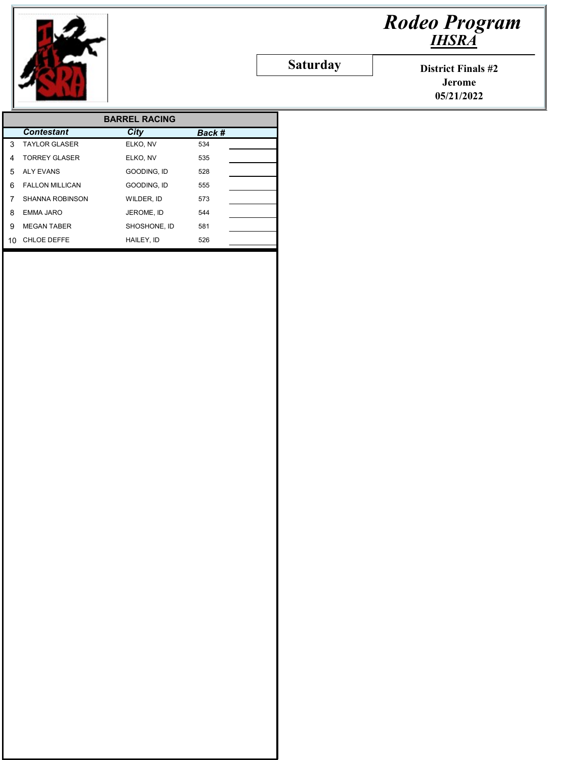# Rodeo Program

## IHSRA

**Saturday**

**District Finals #2**
**Jerome**
**05/21/2022**

### BARREL RACING

| | Contestant | City | Back # | |
|---|---|---|---|---|
| 3 | TAYLOR GLASER | ELKO, NV | 534 | |
| 4 | TORREY GLASER | ELKO, NV | 535 | |
| 5 | ALY EVANS | GOODING, ID | 528 | |
| 6 | FALLON MILLICAN | GOODING, ID | 555 | |
| 7 | SHANNA ROBINSON | WILDER, ID | 573 | |
| 8 | EMMA JARO | JEROME, ID | 544 | |
| 9 | MEGAN TABER | SHOSHONE, ID | 581 | |
| 10 | CHLOE DEFFE | HAILEY, ID | 526 | |